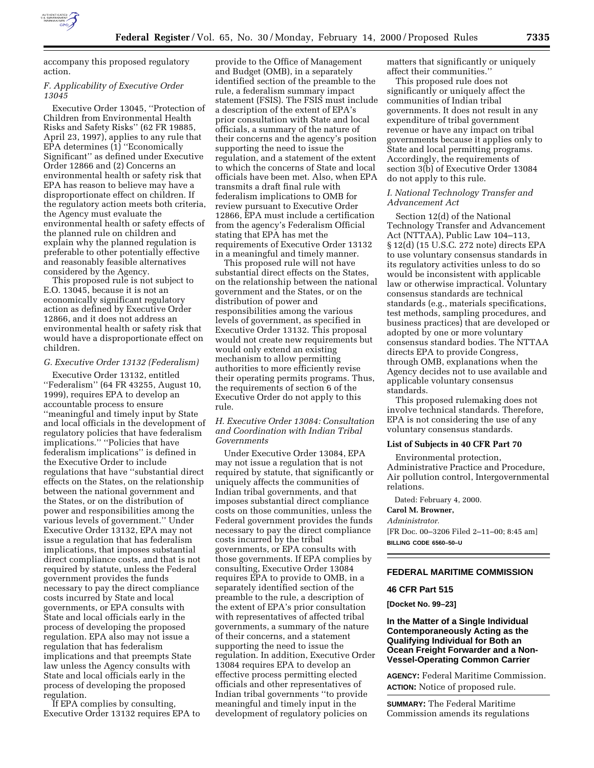accompany this proposed regulatory action.

### *F. Applicability of Executive Order 13045*

Executive Order 13045, ''Protection of Children from Environmental Health Risks and Safety Risks'' (62 FR 19885, April 23, 1997), applies to any rule that EPA determines (1) ''Economically Significant'' as defined under Executive Order 12866 and (2) Concerns an environmental health or safety risk that EPA has reason to believe may have a disproportionate effect on children. If the regulatory action meets both criteria, the Agency must evaluate the environmental health or safety effects of the planned rule on children and explain why the planned regulation is preferable to other potentially effective and reasonably feasible alternatives considered by the Agency.

This proposed rule is not subject to E.O. 13045, because it is not an economically significant regulatory action as defined by Executive Order 12866, and it does not address an environmental health or safety risk that would have a disproportionate effect on children.

### *G. Executive Order 13132 (Federalism)*

Executive Order 13132, entitled ''Federalism'' (64 FR 43255, August 10, 1999), requires EPA to develop an accountable process to ensure ''meaningful and timely input by State and local officials in the development of regulatory policies that have federalism implications.'' ''Policies that have federalism implications'' is defined in the Executive Order to include regulations that have ''substantial direct effects on the States, on the relationship between the national government and the States, or on the distribution of power and responsibilities among the various levels of government.'' Under Executive Order 13132, EPA may not issue a regulation that has federalism implications, that imposes substantial direct compliance costs, and that is not required by statute, unless the Federal government provides the funds necessary to pay the direct compliance costs incurred by State and local governments, or EPA consults with State and local officials early in the process of developing the proposed regulation. EPA also may not issue a regulation that has federalism implications and that preempts State law unless the Agency consults with State and local officials early in the process of developing the proposed regulation.

If EPA complies by consulting, Executive Order 13132 requires EPA to provide to the Office of Management and Budget (OMB), in a separately identified section of the preamble to the rule, a federalism summary impact statement (FSIS). The FSIS must include a description of the extent of EPA's prior consultation with State and local officials, a summary of the nature of their concerns and the agency's position supporting the need to issue the regulation, and a statement of the extent to which the concerns of State and local officials have been met. Also, when EPA transmits a draft final rule with federalism implications to OMB for review pursuant to Executive Order 12866, EPA must include a certification from the agency's Federalism Official stating that EPA has met the requirements of Executive Order 13132 in a meaningful and timely manner.

This proposed rule will not have substantial direct effects on the States, on the relationship between the national government and the States, or on the distribution of power and responsibilities among the various levels of government, as specified in Executive Order 13132. This proposal would not create new requirements but would only extend an existing mechanism to allow permitting authorities to more efficiently revise their operating permits programs. Thus, the requirements of section 6 of the Executive Order do not apply to this rule.

### *H. Executive Order 13084: Consultation and Coordination with Indian Tribal Governments*

Under Executive Order 13084, EPA may not issue a regulation that is not required by statute, that significantly or uniquely affects the communities of Indian tribal governments, and that imposes substantial direct compliance costs on those communities, unless the Federal government provides the funds necessary to pay the direct compliance costs incurred by the tribal governments, or EPA consults with those governments. If EPA complies by consulting, Executive Order 13084 requires EPA to provide to OMB, in a separately identified section of the preamble to the rule, a description of the extent of EPA's prior consultation with representatives of affected tribal governments, a summary of the nature of their concerns, and a statement supporting the need to issue the regulation. In addition, Executive Order 13084 requires EPA to develop an effective process permitting elected officials and other representatives of Indian tribal governments ''to provide meaningful and timely input in the development of regulatory policies on matters that significantly or uniquely affect their communities.''

This proposed rule does not significantly or uniquely affect the communities of Indian tribal governments. It does not result in any expenditure of tribal government revenue or have any impact on tribal governments because it applies only to State and local permitting programs. Accordingly, the requirements of section 3(b) of Executive Order 13084 do not apply to this rule.

### *I. National Technology Transfer and Advancement Act*

Section 12(d) of the National Technology Transfer and Advancement Act (NTTAA), Public Law 104–113, § 12(d) (15 U.S.C. 272 note) directs EPA to use voluntary consensus standards in its regulatory activities unless to do so would be inconsistent with applicable law or otherwise impractical. Voluntary consensus standards are technical standards (e.g., materials specifications, test methods, sampling procedures, and business practices) that are developed or adopted by one or more voluntary consensus standard bodies. The NTTAA directs EPA to provide Congress, through OMB, explanations when the Agency decides not to use available and applicable voluntary consensus standards.

This proposed rulemaking does not involve technical standards. Therefore, EPA is not considering the use of any voluntary consensus standards.

**List of Subjects in 40 CFR Part 70**

Environmental protection, Administrative Practice and Procedure, Air pollution control, Intergovernmental relations.

Dated: February 4, 2000.

**Carol M. Browner,**

*Administrator.*

[FR Doc. 00–3206 Filed 2–11–00; 8:45 am]

**BILLING CODE 6560–50–U**

---

## FEDERAL MARITIME COMMISSION

## 46 CFR Part 515

**[Docket No. 99–23]**

## In the Matter of a Single Individual Contemporaneously Acting as the Qualifying Individual for Both an Ocean Freight Forwarder and a Non-Vessel-Operating Common Carrier

**AGENCY:** Federal Maritime Commission.

**ACTION:** Notice of proposed rule.

**SUMMARY:** The Federal Maritime Commission amends its regulations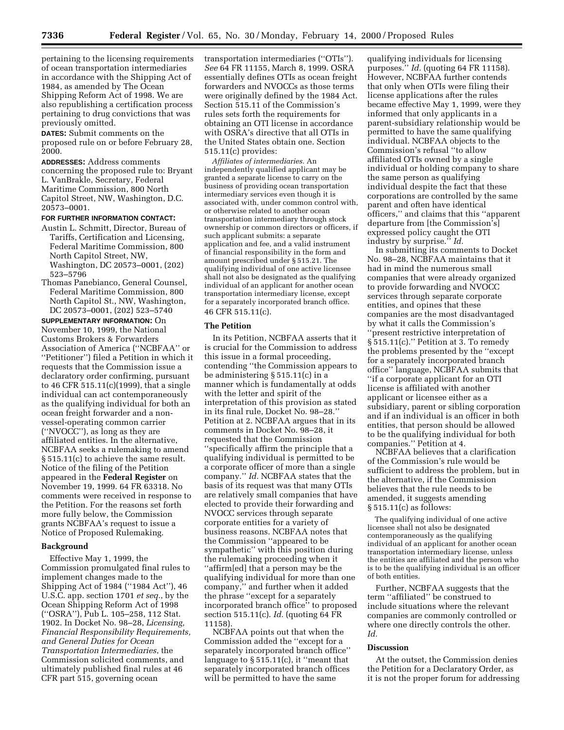pertaining to the licensing requirements of ocean transportation intermediaries in accordance with the Shipping Act of 1984, as amended by The Ocean Shipping Reform Act of 1998. We are also republishing a certification process pertaining to drug convictions that was previously omitted.

**DATES:** Submit comments on the proposed rule on or before February 28, 2000.

**ADDRESSES:** Address comments concerning the proposed rule to: Bryant L. VanBrakle, Secretary, Federal Maritime Commission, 800 North Capitol Street, NW, Washington, D.C. 20573–0001.

**FOR FURTHER INFORMATION CONTACT:**

Austin L. Schmitt, Director, Bureau of Tariffs, Certification and Licensing, Federal Maritime Commission, 800 North Capitol Street, NW, Washington, DC 20573–0001, (202) 523–5796

Thomas Panebianco, General Counsel, Federal Maritime Commission, 800 North Capitol St., NW, Washington, DC 20573–0001, (202) 523–5740

**SUPPLEMENTARY INFORMATION:** On November 10, 1999, the National Customs Brokers & Forwarders Association of America (''NCBFAA'' or ''Petitioner'') filed a Petition in which it requests that the Commission issue a declaratory order confirming, pursuant to 46 CFR 515.11(c)(1999), that a single individual can act contemporaneously as the qualifying individual for both an ocean freight forwarder and a non-vessel-operating common carrier (''NVOCC''), as long as they are affiliated entities. In the alternative, NCBFAA seeks a rulemaking to amend § 515.11(c) to achieve the same result. Notice of the filing of the Petition appeared in the **Federal Register** on November 19, 1999. 64 FR 63318. No comments were received in response to the Petition. For the reasons set forth more fully below, the Commission grants NCBFAA's request to issue a Notice of Proposed Rulemaking.

## Background

Effective May 1, 1999, the Commission promulgated final rules to implement changes made to the Shipping Act of 1984 (''1984 Act''), 46 U.S.C. app. section 1701 *et seq.*, by the Ocean Shipping Reform Act of 1998 (''OSRA''), Pub L. 105–258, 112 Stat. 1902. In Docket No. 98–28, *Licensing, Financial Responsibility Requirements, and General Duties for Ocean Transportation Intermediaries*, the Commission solicited comments, and ultimately published final rules at 46 CFR part 515, governing ocean transportation intermediaries (''OTIs''). *See* 64 FR 11155, March 8, 1999. OSRA essentially defines OTIs as ocean freight forwarders and NVOCCs as those terms were originally defined by the 1984 Act. Section 515.11 of the Commission's rules sets forth the requirements for obtaining an OTI license in accordance with OSRA's directive that all OTIs in the United States obtain one. Section 515.11(c) provides:

> *Affiliates of intermediaries.* An independently qualified applicant may be granted a separate license to carry on the business of providing ocean transportation intermediary services even though it is associated with, under common control with, or otherwise related to another ocean transportation intermediary through stock ownership or common directors or officers, if such applicant submits: a separate application and fee, and a valid instrument of financial responsibility in the form and amount prescribed under § 515.21. The qualifying individual of one active licensee shall not also be designated as the qualifying individual of an applicant for another ocean transportation intermediary license, except for a separately incorporated branch office. 46 CFR 515.11(c).

## The Petition

In its Petition, NCBFAA asserts that it is crucial for the Commission to address this issue in a formal proceeding, contending ''the Commission appears to be administering § 515.11(c) in a manner which is fundamentally at odds with the letter and spirit of the interpretation of this provision as stated in its final rule, Docket No. 98–28.'' Petition at 2. NCBFAA argues that in its comments in Docket No. 98–28, it requested that the Commission ''specifically affirm the principle that a qualifying individual is permitted to be a corporate officer of more than a single company.'' *Id.* NCBFAA states that the basis of its request was that many OTIs are relatively small companies that have elected to provide their forwarding and NVOCC services through separate corporate entities for a variety of business reasons. NCBFAA notes that the Commission ''appeared to be sympathetic'' with this position during the rulemaking proceeding when it ''affirm[ed] that a person may be the qualifying individual for more than one company,'' and further when it added the phrase ''except for a separately incorporated branch office'' to proposed section 515.11(c). *Id.* (quoting 64 FR 11158).

NCBFAA points out that when the Commission added the ''except for a separately incorporated branch office'' language to § 515.11(c), it ''meant that separately incorporated branch offices will be permitted to have the same qualifying individuals for licensing purposes.'' *Id.* (quoting 64 FR 11158). However, NCBFAA further contends that only when OTIs were filing their license applications after the rules became effective May 1, 1999, were they informed that only applicants in a parent-subsidiary relationship would be permitted to have the same qualifying individual. NCBFAA objects to the Commission's refusal ''to allow affiliated OTIs owned by a single individual or holding company to share the same person as qualifying individual despite the fact that these corporations are controlled by the same parent and often have identical officers,'' and claims that this ''apparent departure from [the Commission's] expressed policy caught the OTI industry by surprise.'' *Id.*

In submitting its comments to Docket No. 98–28, NCBFAA maintains that it had in mind the numerous small companies that were already organized to provide forwarding and NVOCC services through separate corporate entities, and opines that these companies are the most disadvantaged by what it calls the Commission's ''present restrictive interpretation of § 515.11(c).'' Petition at 3. To remedy the problems presented by the ''except for a separately incorporated branch office'' language, NCBFAA submits that ''if a corporate applicant for an OTI license is affiliated with another applicant or licensee either as a subsidiary, parent or sibling corporation and if an individual is an officer in both entities, that person should be allowed to be the qualifying individual for both companies.'' Petition at 4.

NCBFAA believes that a clarification of the Commission's rule would be sufficient to address the problem, but in the alternative, if the Commission believes that the rule needs to be amended, it suggests amending § 515.11(c) as follows:

> The qualifying individual of one active licensee shall not also be designated contemporaneously as the qualifying individual of an applicant for another ocean transportation intermediary license, unless the entities are affiliated and the person who is to be the qualifying individual is an officer of both entities.

Further, NCBFAA suggests that the term ''affiliated'' be construed to include situations where the relevant companies are commonly controlled or where one directly controls the other. *Id.*

## Discussion

At the outset, the Commission denies the Petition for a Declaratory Order, as it is not the proper forum for addressing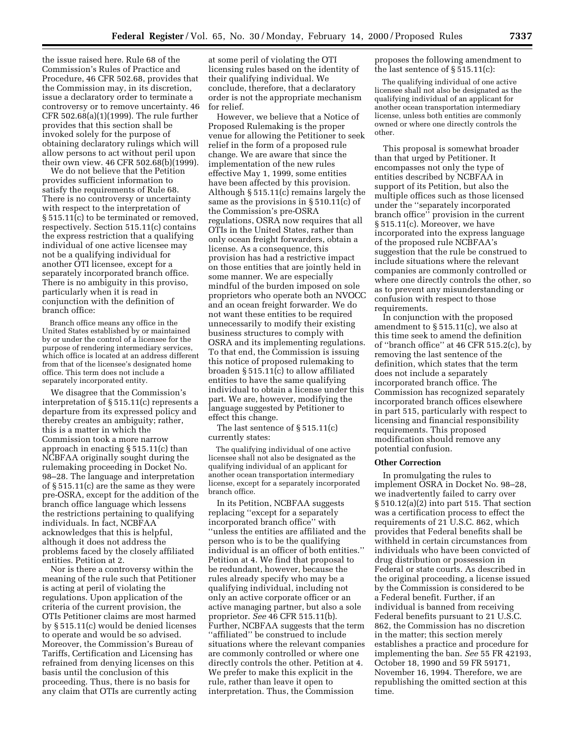the issue raised here. Rule 68 of the Commission's Rules of Practice and Procedure, 46 CFR 502.68, provides that the Commission may, in its discretion, issue a declaratory order to terminate a controversy or to remove uncertainty. 46 CFR 502.68(a)(1)(1999). The rule further provides that this section shall be invoked solely for the purpose of obtaining declaratory rulings which will allow persons to act without peril upon their own view. 46 CFR 502.68(b)(1999).

We do not believe that the Petition provides sufficient information to satisfy the requirements of Rule 68. There is no controversy or uncertainty with respect to the interpretation of § 515.11(c) to be terminated or removed, respectively. Section 515.11(c) contains the express restriction that a qualifying individual of one active licensee may not be a qualifying individual for another OTI licensee, except for a separately incorporated branch office. There is no ambiguity in this proviso, particularly when it is read in conjunction with the definition of branch office:

> Branch office means any office in the United States established by or maintained by or under the control of a licensee for the purpose of rendering intermediary services, which office is located at an address different from that of the licensee's designated home office. This term does not include a separately incorporated entity.

We disagree that the Commission's interpretation of § 515.11(c) represents a departure from its expressed policy and thereby creates an ambiguity; rather, this is a matter in which the Commission took a more narrow approach in enacting § 515.11(c) than NCBFAA originally sought during the rulemaking proceeding in Docket No. 98–28. The language and interpretation of § 515.11(c) are the same as they were pre-OSRA, except for the addition of the branch office language which lessens the restrictions pertaining to qualifying individuals. In fact, NCBFAA acknowledges that this is helpful, although it does not address the problems faced by the closely affiliated entities. Petition at 2.

Nor is there a controversy within the meaning of the rule such that Petitioner is acting at peril of violating the regulations. Upon application of the criteria of the current provision, the OTIs Petitioner claims are most harmed by § 515.11(c) would be denied licenses to operate and would be so advised. Moreover, the Commission's Bureau of Tariffs, Certification and Licensing has refrained from denying licenses on this basis until the conclusion of this proceeding. Thus, there is no basis for any claim that OTIs are currently acting at some peril of violating the OTI licensing rules based on the identity of their qualifying individual. We conclude, therefore, that a declaratory order is not the appropriate mechanism for relief.

However, we believe that a Notice of Proposed Rulemaking is the proper venue for allowing the Petitioner to seek relief in the form of a proposed rule change. We are aware that since the implementation of the new rules effective May 1, 1999, some entities have been affected by this provision. Although § 515.11(c) remains largely the same as the provisions in § 510.11(c) of the Commission's pre-OSRA regulations, OSRA now requires that all OTIs in the United States, rather than only ocean freight forwarders, obtain a license. As a consequence, this provision has had a restrictive impact on those entities that are jointly held in some manner. We are especially mindful of the burden imposed on sole proprietors who operate both an NVOCC and an ocean freight forwarder. We do not want these entities to be required unnecessarily to modify their existing business structures to comply with OSRA and its implementing regulations. To that end, the Commission is issuing this notice of proposed rulemaking to broaden § 515.11(c) to allow affiliated entities to have the same qualifying individual to obtain a license under this part. We are, however, modifying the language suggested by Petitioner to effect this change.

The last sentence of § 515.11(c) currently states:

> The qualifying individual of one active licensee shall not also be designated as the qualifying individual of an applicant for another ocean transportation intermediary license, except for a separately incorporated branch office.

In its Petition, NCBFAA suggests replacing "except for a separately incorporated branch office" with "unless the entities are affiliated and the person who is to be the qualifying individual is an officer of both entities." Petition at 4. We find that proposal to be redundant, however, because the rules already specify who may be a qualifying individual, including not only an active corporate officer or an active managing partner, but also a sole proprietor. *See* 46 CFR 515.11(b). Further, NCBFAA suggests that the term "affiliated" be construed to include situations where the relevant companies are commonly controlled or where one directly controls the other. Petition at 4. We prefer to make this explicit in the rule, rather than leave it open to interpretation. Thus, the Commission proposes the following amendment to the last sentence of § 515.11(c):

> The qualifying individual of one active licensee shall not also be designated as the qualifying individual of an applicant for another ocean transportation intermediary license, unless both entities are commonly owned or where one directly controls the other.

This proposal is somewhat broader than that urged by Petitioner. It encompasses not only the type of entities described by NCBFAA in support of its Petition, but also the multiple offices such as those licensed under the "separately incorporated branch office" provision in the current § 515.11(c). Moreover, we have incorporated into the express language of the proposed rule NCBFAA's suggestion that the rule be construed to include situations where the relevant companies are commonly controlled or where one directly controls the other, so as to prevent any misunderstanding or confusion with respect to those requirements.

In conjunction with the proposed amendment to § 515.11(c), we also at this time seek to amend the definition of "branch office" at 46 CFR 515.2(c), by removing the last sentence of the definition, which states that the term does not include a separately incorporated branch office. The Commission has recognized separately incorporated branch offices elsewhere in part 515, particularly with respect to licensing and financial responsibility requirements. This proposed modification should remove any potential confusion.

**Other Correction**

In promulgating the rules to implement OSRA in Docket No. 98–28, we inadvertently failed to carry over § 510.12(a)(2) into part 515. That section was a certification process to effect the requirements of 21 U.S.C. 862, which provides that Federal benefits shall be withheld in certain circumstances from individuals who have been convicted of drug distribution or possession in Federal or state courts. As described in the original proceeding, a license issued by the Commission is considered to be a Federal benefit. Further, if an individual is banned from receiving Federal benefits pursuant to 21 U.S.C. 862, the Commission has no discretion in the matter; this section merely establishes a practice and procedure for implementing the ban. *See* 55 FR 42193, October 18, 1990 and 59 FR 59171, November 16, 1994. Therefore, we are republishing the omitted section at this time.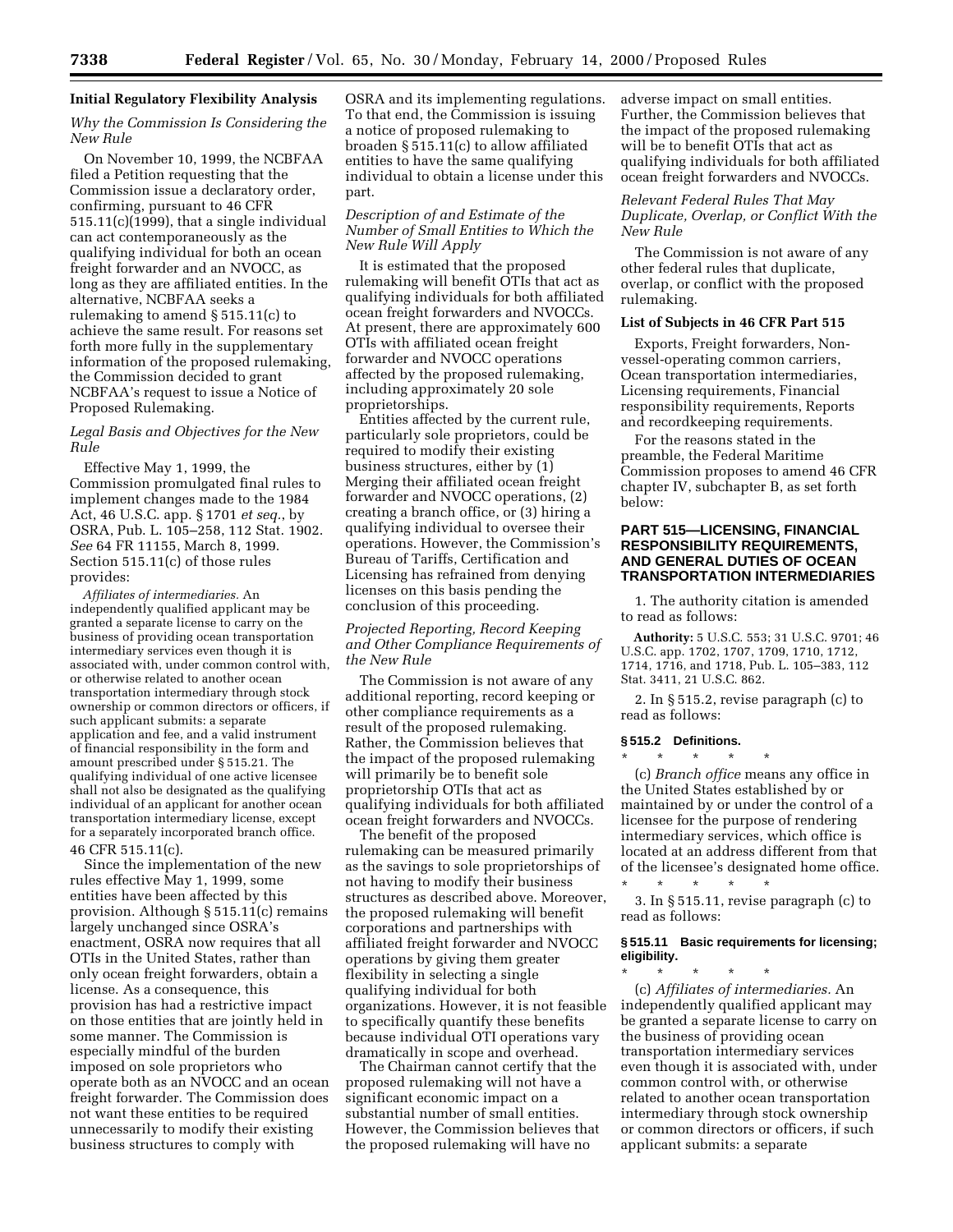**Initial Regulatory Flexibility Analysis**

*Why the Commission Is Considering the New Rule*

On November 10, 1999, the NCBFAA filed a Petition requesting that the Commission issue a declaratory order, confirming, pursuant to 46 CFR 515.11(c)(1999), that a single individual can act contemporaneously as the qualifying individual for both an ocean freight forwarder and an NVOCC, as long as they are affiliated entities. In the alternative, NCBFAA seeks a rulemaking to amend § 515.11(c) to achieve the same result. For reasons set forth more fully in the supplementary information of the proposed rulemaking, the Commission decided to grant NCBFAA's request to issue a Notice of Proposed Rulemaking.

*Legal Basis and Objectives for the New Rule*

Effective May 1, 1999, the Commission promulgated final rules to implement changes made to the 1984 Act, 46 U.S.C. app. § 1701 *et seq.*, by OSRA, Pub. L. 105–258, 112 Stat. 1902. *See* 64 FR 11155, March 8, 1999. Section 515.11(c) of those rules provides:

*Affiliates of intermediaries.* An independently qualified applicant may be granted a separate license to carry on the business of providing ocean transportation intermediary services even though it is associated with, under common control with, or otherwise related to another ocean transportation intermediary through stock ownership or common directors or officers, if such applicant submits: a separate application and fee, and a valid instrument of financial responsibility in the form and amount prescribed under § 515.21. The qualifying individual of one active licensee shall not also be designated as the qualifying individual of an applicant for another ocean transportation intermediary license, except for a separately incorporated branch office.

46 CFR 515.11(c).

Since the implementation of the new rules effective May 1, 1999, some entities have been affected by this provision. Although § 515.11(c) remains largely unchanged since OSRA's enactment, OSRA now requires that all OTIs in the United States, rather than only ocean freight forwarders, obtain a license. As a consequence, this provision has had a restrictive impact on those entities that are jointly held in some manner. The Commission is especially mindful of the burden imposed on sole proprietors who operate both as an NVOCC and an ocean freight forwarder. The Commission does not want these entities to be required unnecessarily to modify their existing business structures to comply with OSRA and its implementing regulations. To that end, the Commission is issuing a notice of proposed rulemaking to broaden § 515.11(c) to allow affiliated entities to have the same qualifying individual to obtain a license under this part.

*Description of and Estimate of the Number of Small Entities to Which the New Rule Will Apply*

It is estimated that the proposed rulemaking will benefit OTIs that act as qualifying individuals for both affiliated ocean freight forwarders and NVOCCs. At present, there are approximately 600 OTIs with affiliated ocean freight forwarder and NVOCC operations affected by the proposed rulemaking, including approximately 20 sole proprietorships.

Entities affected by the current rule, particularly sole proprietors, could be required to modify their existing business structures, either by (1) Merging their affiliated ocean freight forwarder and NVOCC operations, (2) creating a branch office, or (3) hiring a qualifying individual to oversee their operations. However, the Commission's Bureau of Tariffs, Certification and Licensing has refrained from denying licenses on this basis pending the conclusion of this proceeding.

*Projected Reporting, Record Keeping and Other Compliance Requirements of the New Rule*

The Commission is not aware of any additional reporting, record keeping or other compliance requirements as a result of the proposed rulemaking. Rather, the Commission believes that the impact of the proposed rulemaking will primarily be to benefit sole proprietorship OTIs that act as qualifying individuals for both affiliated ocean freight forwarders and NVOCCs.

The benefit of the proposed rulemaking can be measured primarily as the savings to sole proprietorships of not having to modify their business structures as described above. Moreover, the proposed rulemaking will benefit corporations and partnerships with affiliated freight forwarder and NVOCC operations by giving them greater flexibility in selecting a single qualifying individual for both organizations. However, it is not feasible to specifically quantify these benefits because individual OTI operations vary dramatically in scope and overhead.

The Chairman cannot certify that the proposed rulemaking will not have a significant economic impact on a substantial number of small entities. However, the Commission believes that the proposed rulemaking will have no adverse impact on small entities. Further, the Commission believes that the impact of the proposed rulemaking will be to benefit OTIs that act as qualifying individuals for both affiliated ocean freight forwarders and NVOCCs.

*Relevant Federal Rules That May Duplicate, Overlap, or Conflict With the New Rule*

The Commission is not aware of any other federal rules that duplicate, overlap, or conflict with the proposed rulemaking.

**List of Subjects in 46 CFR Part 515**

Exports, Freight forwarders, Non-vessel-operating common carriers, Ocean transportation intermediaries, Licensing requirements, Financial responsibility requirements, Reports and recordkeeping requirements.

For the reasons stated in the preamble, the Federal Maritime Commission proposes to amend 46 CFR chapter IV, subchapter B, as set forth below:

## PART 515—LICENSING, FINANCIAL RESPONSIBILITY REQUIREMENTS, AND GENERAL DUTIES OF OCEAN TRANSPORTATION INTERMEDIARIES

1. The authority citation is amended to read as follows:

**Authority:** 5 U.S.C. 553; 31 U.S.C. 9701; 46 U.S.C. app. 1702, 1707, 1709, 1710, 1712, 1714, 1716, and 1718, Pub. L. 105–383, 112 Stat. 3411, 21 U.S.C. 862.

2. In § 515.2, revise paragraph (c) to read as follows:

**§ 515.2 Definitions.**

\* \* \* \* \*

(c) *Branch office* means any office in the United States established by or maintained by or under the control of a licensee for the purpose of rendering intermediary services, which office is located at an address different from that of the licensee's designated home office.

\* \* \* \* \*

3. In § 515.11, revise paragraph (c) to read as follows:

**§ 515.11 Basic requirements for licensing; eligibility.**

\* \* \* \* \*

(c) *Affiliates of intermediaries.* An independently qualified applicant may be granted a separate license to carry on the business of providing ocean transportation intermediary services even though it is associated with, under common control with, or otherwise related to another ocean transportation intermediary through stock ownership or common directors or officers, if such applicant submits: a separate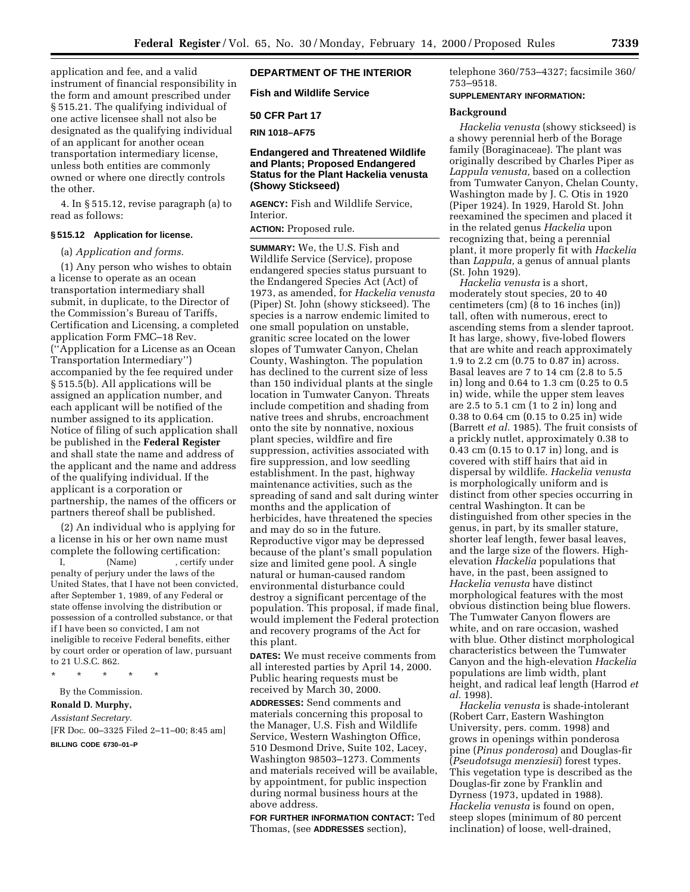application and fee, and a valid instrument of financial responsibility in the form and amount prescribed under § 515.21. The qualifying individual of one active licensee shall not also be designated as the qualifying individual of an applicant for another ocean transportation intermediary license, unless both entities are commonly owned or where one directly controls the other.

4. In § 515.12, revise paragraph (a) to read as follows:

**§ 515.12 Application for license.**

(a) *Application and forms.*

(1) Any person who wishes to obtain a license to operate as an ocean transportation intermediary shall submit, in duplicate, to the Director of the Commission's Bureau of Tariffs, Certification and Licensing, a completed application Form FMC–18 Rev. (''Application for a License as an Ocean Transportation Intermediary'') accompanied by the fee required under § 515.5(b). All applications will be assigned an application number, and each applicant will be notified of the number assigned to its application. Notice of filing of such application shall be published in the **Federal Register** and shall state the name and address of the applicant and the name and address of the qualifying individual. If the applicant is a corporation or partnership, the names of the officers or partners thereof shall be published.

(2) An individual who is applying for a license in his or her own name must complete the following certification:

I, (Name), certify under penalty of perjury under the laws of the United States, that I have not been convicted, after September 1, 1989, of any Federal or state offense involving the distribution or possession of a controlled substance, or that if I have been so convicted, I am not ineligible to receive Federal benefits, either by court order or operation of law, pursuant to 21 U.S.C. 862.

\* \* \* \* \*

By the Commission.

**Ronald D. Murphy,**

*Assistant Secretary.*

[FR Doc. 00–3325 Filed 2–11–00; 8:45 am]

**BILLING CODE 6730–01–P**

## DEPARTMENT OF THE INTERIOR

### Fish and Wildlife Service

### 50 CFR Part 17

### RIN 1018–AF75

### Endangered and Threatened Wildlife and Plants; Proposed Endangered Status for the Plant Hackelia venusta (Showy Stickseed)

**AGENCY:** Fish and Wildlife Service, Interior.

**ACTION:** Proposed rule.

**SUMMARY:** We, the U.S. Fish and Wildlife Service (Service), propose endangered species status pursuant to the Endangered Species Act (Act) of 1973, as amended, for *Hackelia venusta* (Piper) St. John (showy stickseed). The species is a narrow endemic limited to one small population on unstable, granitic scree located on the lower slopes of Tumwater Canyon, Chelan County, Washington. The population has declined to the current size of less than 150 individual plants at the single location in Tumwater Canyon. Threats include competition and shading from native trees and shrubs, encroachment onto the site by nonnative, noxious plant species, wildfire and fire suppression, activities associated with fire suppression, and low seedling establishment. In the past, highway maintenance activities, such as the spreading of sand and salt during winter months and the application of herbicides, have threatened the species and may do so in the future. Reproductive vigor may be depressed because of the plant's small population size and limited gene pool. A single natural or human-caused random environmental disturbance could destroy a significant percentage of the population. This proposal, if made final, would implement the Federal protection and recovery programs of the Act for this plant.

**DATES:** We must receive comments from all interested parties by April 14, 2000. Public hearing requests must be received by March 30, 2000.

**ADDRESSES:** Send comments and materials concerning this proposal to the Manager, U.S. Fish and Wildlife Service, Western Washington Office, 510 Desmond Drive, Suite 102, Lacey, Washington 98503–1273. Comments and materials received will be available, by appointment, for public inspection during normal business hours at the above address.

**FOR FURTHER INFORMATION CONTACT:** Ted Thomas, (see **ADDRESSES** section), telephone 360/753–4327; facsimile 360/753–9518.

**SUPPLEMENTARY INFORMATION:**

#### Background

*Hackelia venusta* (showy stickseed) is a showy perennial herb of the Borage family (Boraginaceae). The plant was originally described by Charles Piper as *Lappula venusta,* based on a collection from Tumwater Canyon, Chelan County, Washington made by J. C. Otis in 1920 (Piper 1924). In 1929, Harold St. John reexamined the specimen and placed it in the related genus *Hackelia* upon recognizing that, being a perennial plant, it more properly fit with *Hackelia* than *Lappula,* a genus of annual plants (St. John 1929).

*Hackelia venusta* is a short, moderately stout species, 20 to 40 centimeters (cm) (8 to 16 inches (in)) tall, often with numerous, erect to ascending stems from a slender taproot. It has large, showy, five-lobed flowers that are white and reach approximately 1.9 to 2.2 cm (0.75 to 0.87 in) across. Basal leaves are 7 to 14 cm (2.8 to 5.5 in) long and 0.64 to 1.3 cm (0.25 to 0.5 in) wide, while the upper stem leaves are 2.5 to 5.1 cm (1 to 2 in) long and 0.38 to 0.64 cm (0.15 to 0.25 in) wide (Barrett *et al.* 1985). The fruit consists of a prickly nutlet, approximately 0.38 to 0.43 cm (0.15 to 0.17 in) long, and is covered with stiff hairs that aid in dispersal by wildlife. *Hackelia venusta* is morphologically uniform and is distinct from other species occurring in central Washington. It can be distinguished from other species in the genus, in part, by its smaller stature, shorter leaf length, fewer basal leaves, and the large size of the flowers. High-elevation *Hackelia* populations that have, in the past, been assigned to *Hackelia venusta* have distinct morphological features with the most obvious distinction being blue flowers. The Tumwater Canyon flowers are white, and on rare occasion, washed with blue. Other distinct morphological characteristics between the Tumwater Canyon and the high-elevation *Hackelia* populations are limb width, plant height, and radical leaf length (Harrod *et al.* 1998).

*Hackelia venusta* is shade-intolerant (Robert Carr, Eastern Washington University, pers. comm. 1998) and grows in openings within ponderosa pine (*Pinus ponderosa*) and Douglas-fir (*Pseudotsuga menziesii*) forest types. This vegetation type is described as the Douglas-fir zone by Franklin and Dyrness (1973, updated in 1988). *Hackelia venusta* is found on open, steep slopes (minimum of 80 percent inclination) of loose, well-drained,